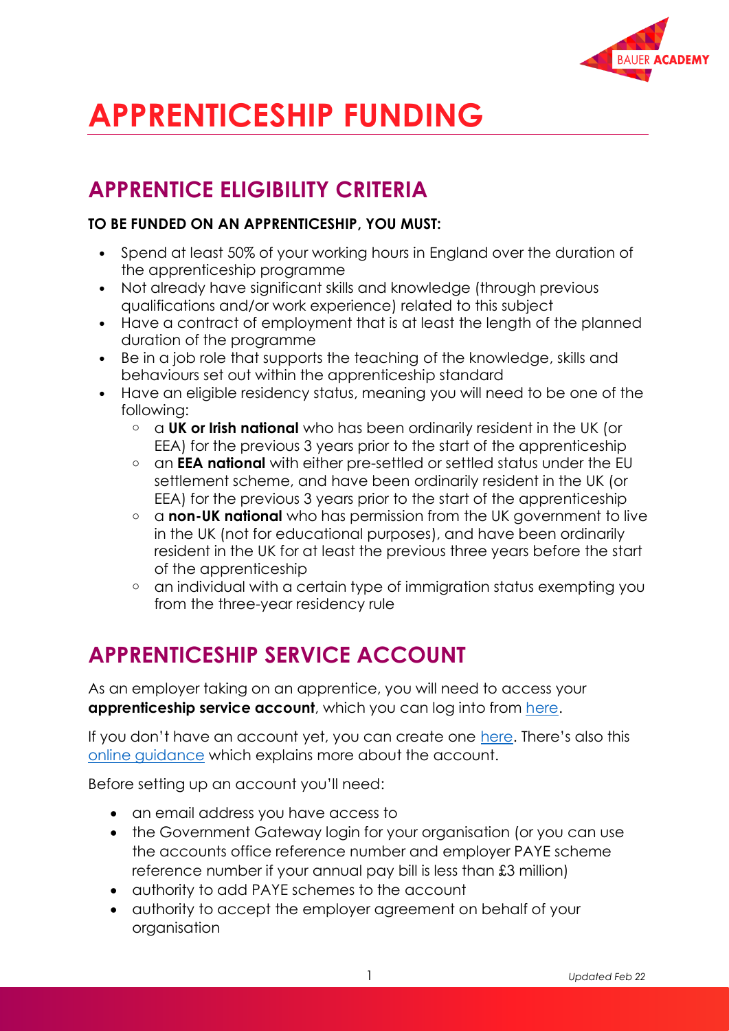# APPRENTICESHIP FUNDING

## APPRENTICE ELIGIBILITY CRITERIA

**TO BE FUNDED ON AN APPRENTICESHIP, YOU MUST:**

- Spend at least 50% of your working hours in England over the duration of the apprenticeship programme
- Not already have significant skills and knowledge (through previous qualifications and/or work experience) related to this subject
- Have a contract of employment that is at least the length of the planned duration of the programme
- Be in a job role that supports the teaching of the knowledge, skills and behaviours set out within the apprenticeship standard
- Have an eligible residency status, meaning you will need to be one of the following:
  - a **UK or Irish national** who has been ordinarily resident in the UK (or EEA) for the previous 3 years prior to the start of the apprenticeship
  - an **EEA national** with either pre-settled or settled status under the EU settlement scheme, and have been ordinarily resident in the UK (or EEA) for the previous 3 years prior to the start of the apprenticeship
  - a **non-UK national** who has permission from the UK government to live in the UK (not for educational purposes), and have been ordinarily resident in the UK for at least the previous three years before the start of the apprenticeship
  - an individual with a certain type of immigration status exempting you from the three-year residency rule

## APPRENTICESHIP SERVICE ACCOUNT

As an employer taking on an apprentice, you will need to access your **apprenticeship service account**, which you can log into from here.

If you don't have an account yet, you can create one here. There's also this online guidance which explains more about the account.

Before setting up an account you'll need:

- an email address you have access to
- the Government Gateway login for your organisation (or you can use the accounts office reference number and employer PAYE scheme reference number if your annual pay bill is less than £3 million)
- authority to add PAYE schemes to the account
- authority to accept the employer agreement on behalf of your organisation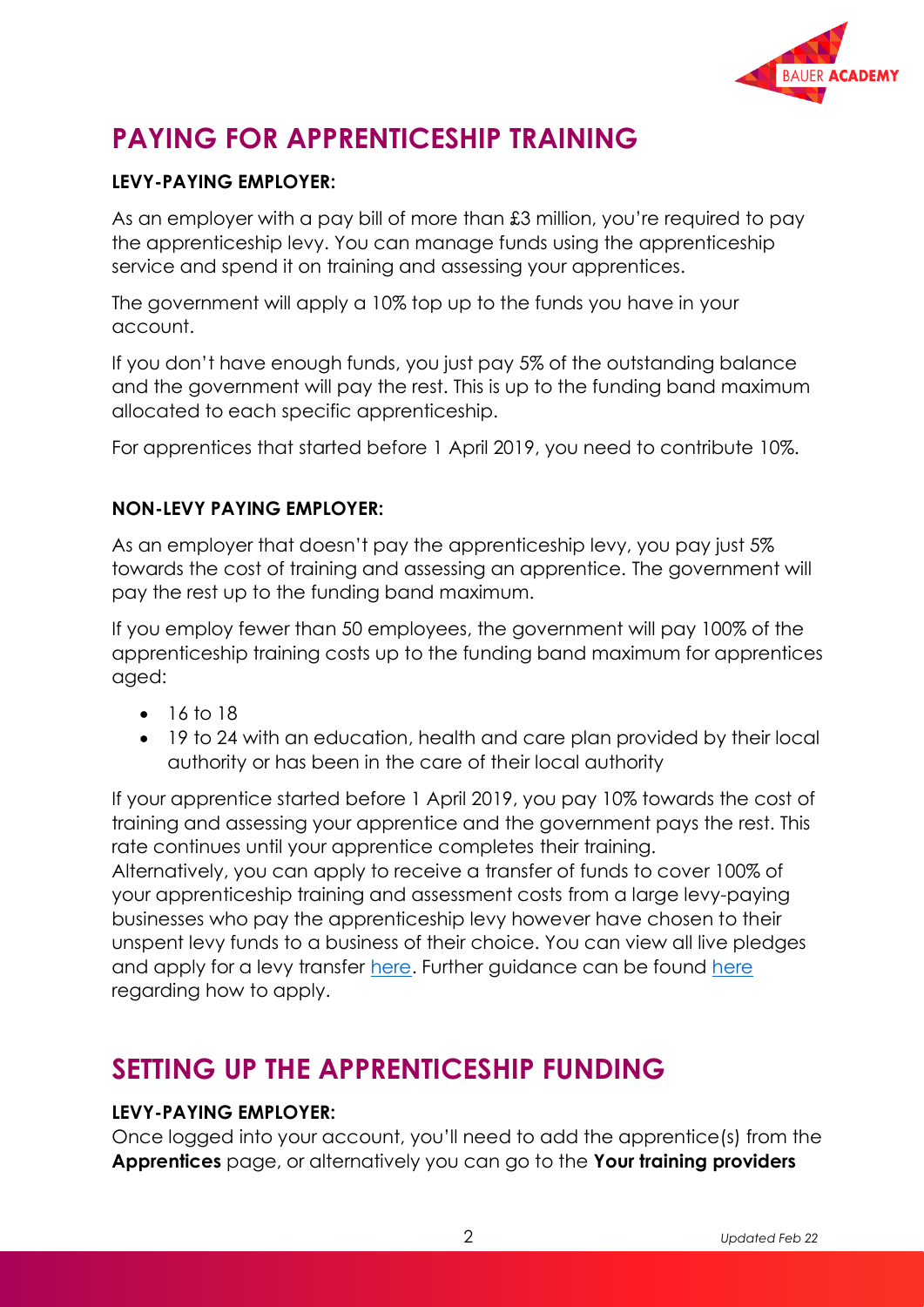# PAYING FOR APPRENTICESHIP TRAINING

**LEVY-PAYING EMPLOYER:**

As an employer with a pay bill of more than £3 million, you're required to pay the apprenticeship levy. You can manage funds using the apprenticeship service and spend it on training and assessing your apprentices.

The government will apply a 10% top up to the funds you have in your account.

If you don't have enough funds, you just pay 5% of the outstanding balance and the government will pay the rest. This is up to the funding band maximum allocated to each specific apprenticeship.

For apprentices that started before 1 April 2019, you need to contribute 10%.

**NON-LEVY PAYING EMPLOYER:**

As an employer that doesn't pay the apprenticeship levy, you pay just 5% towards the cost of training and assessing an apprentice. The government will pay the rest up to the funding band maximum.

If you employ fewer than 50 employees, the government will pay 100% of the apprenticeship training costs up to the funding band maximum for apprentices aged:

- 16 to 18
- 19 to 24 with an education, health and care plan provided by their local authority or has been in the care of their local authority

If your apprentice started before 1 April 2019, you pay 10% towards the cost of training and assessing your apprentice and the government pays the rest. This rate continues until your apprentice completes their training.
Alternatively, you can apply to receive a transfer of funds to cover 100% of your apprenticeship training and assessment costs from a large levy-paying businesses who pay the apprenticeship levy however have chosen to their unspent levy funds to a business of their choice. You can view all live pledges and apply for a levy transfer here. Further guidance can be found here regarding how to apply.

# SETTING UP THE APPRENTICESHIP FUNDING

**LEVY-PAYING EMPLOYER:**
Once logged into your account, you'll need to add the apprentice(s) from the **Apprentices** page, or alternatively you can go to the **Your training providers**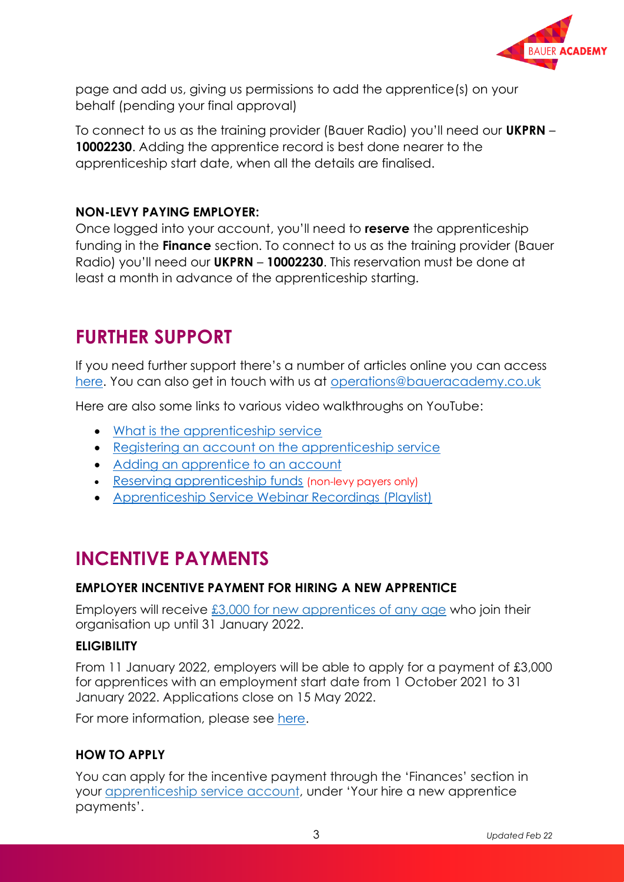page and add us, giving us permissions to add the apprentice(s) on your behalf (pending your final approval)

To connect to us as the training provider (Bauer Radio) you'll need our **UKPRN** – **10002230**. Adding the apprentice record is best done nearer to the apprenticeship start date, when all the details are finalised.

**NON-LEVY PAYING EMPLOYER:**

Once logged into your account, you'll need to **reserve** the apprenticeship funding in the **Finance** section. To connect to us as the training provider (Bauer Radio) you'll need our **UKPRN** – **10002230**. This reservation must be done at least a month in advance of the apprenticeship starting.

## FURTHER SUPPORT

If you need further support there's a number of articles online you can access here. You can also get in touch with us at operations@baueracademy.co.uk

Here are also some links to various video walkthroughs on YouTube:

- What is the apprenticeship service
- Registering an account on the apprenticeship service
- Adding an apprentice to an account
- Reserving apprenticeship funds (non-levy payers only)
- Apprenticeship Service Webinar Recordings (Playlist)

## INCENTIVE PAYMENTS

### EMPLOYER INCENTIVE PAYMENT FOR HIRING A NEW APPRENTICE

Employers will receive £3,000 for new apprentices of any age who join their organisation up until 31 January 2022.

### ELIGIBILITY

From 11 January 2022, employers will be able to apply for a payment of £3,000 for apprentices with an employment start date from 1 October 2021 to 31 January 2022. Applications close on 15 May 2022.

For more information, please see here.

### HOW TO APPLY

You can apply for the incentive payment through the 'Finances' section in your apprenticeship service account, under 'Your hire a new apprentice payments'.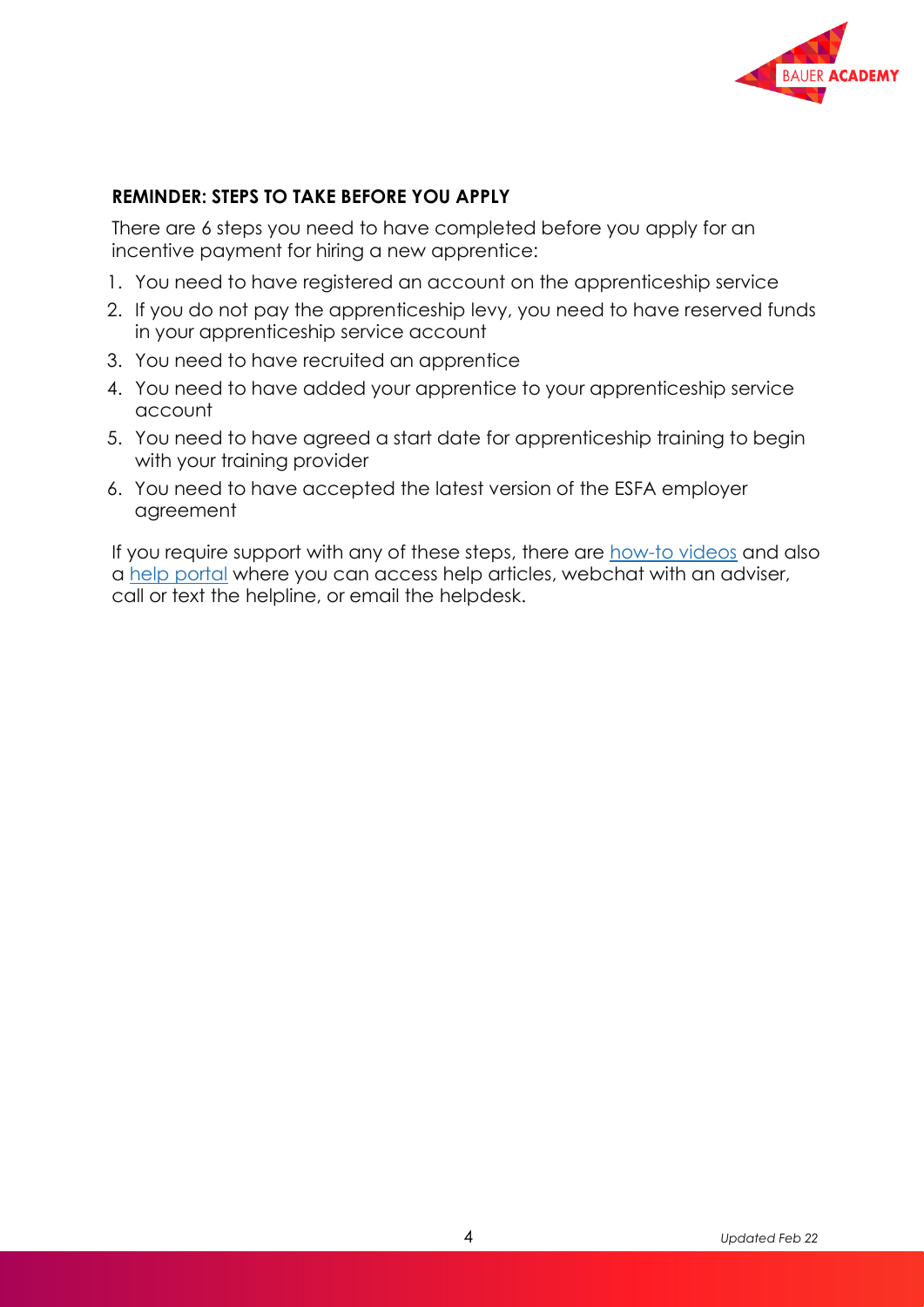## REMINDER: STEPS TO TAKE BEFORE YOU APPLY

There are 6 steps you need to have completed before you apply for an incentive payment for hiring a new apprentice:

1. You need to have registered an account on the apprenticeship service
2. If you do not pay the apprenticeship levy, you need to have reserved funds in your apprenticeship service account
3. You need to have recruited an apprentice
4. You need to have added your apprentice to your apprenticeship service account
5. You need to have agreed a start date for apprenticeship training to begin with your training provider
6. You need to have accepted the latest version of the ESFA employer agreement

If you require support with any of these steps, there are how-to videos and also a help portal where you can access help articles, webchat with an adviser, call or text the helpline, or email the helpdesk.